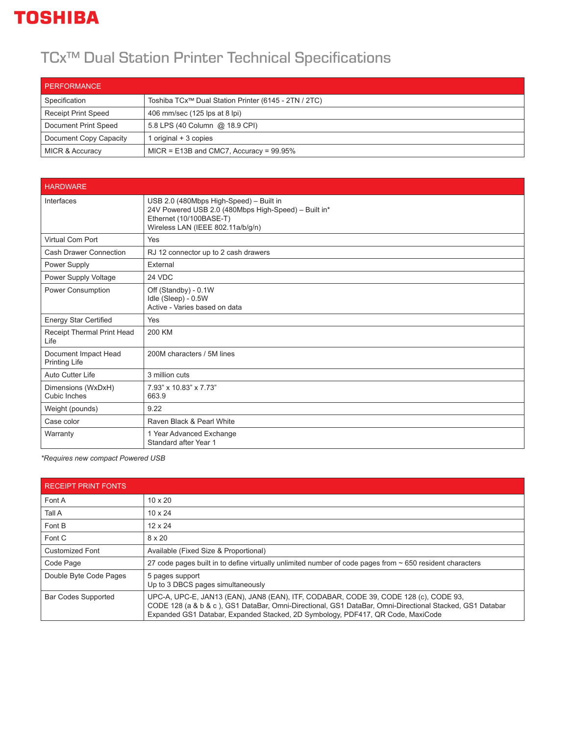TOSHIBA

# TCx™ Dual Station Printer Technical Specifications

| PERFORMANCE | |
|---|---|
| Specification | Toshiba TCx™ Dual Station Printer (6145 - 2TN / 2TC) |
| Receipt Print Speed | 406 mm/sec (125 lps at 8 lpi) |
| Document Print Speed | 5.8 LPS (40 Column @ 18.9 CPI) |
| Document Copy Capacity | 1 original + 3 copies |
| MICR & Accuracy | MICR = E13B and CMC7, Accuracy = 99.95% |

| HARDWARE | |
|---|---|
| Interfaces | USB 2.0 (480Mbps High-Speed) – Built in<br>24V Powered USB 2.0 (480Mbps High-Speed) – Built in*<br>Ethernet (10/100BASE-T)<br>Wireless LAN (IEEE 802.11a/b/g/n) |
| Virtual Com Port | Yes |
| Cash Drawer Connection | RJ 12 connector up to 2 cash drawers |
| Power Supply | External |
| Power Supply Voltage | 24 VDC |
| Power Consumption | Off (Standby) - 0.1W<br>Idle (Sleep) - 0.5W<br>Active - Varies based on data |
| Energy Star Certified | Yes |
| Receipt Thermal Print Head Life | 200 KM |
| Document Impact Head Printing Life | 200M characters / 5M lines |
| Auto Cutter Life | 3 million cuts |
| Dimensions (WxDxH)<br>Cubic Inches | 7.93" x 10.83" x 7.73"<br>663.9 |
| Weight (pounds) | 9.22 |
| Case color | Raven Black & Pearl White |
| Warranty | 1 Year Advanced Exchange<br>Standard after Year 1 |

*\*Requires new compact Powered USB*

| RECEIPT PRINT FONTS | |
|---|---|
| Font A | 10 x 20 |
| Tall A | 10 x 24 |
| Font B | 12 x 24 |
| Font C | 8 x 20 |
| Customized Font | Available (Fixed Size & Proportional) |
| Code Page | 27 code pages built in to define virtually unlimited number of code pages from ~ 650 resident characters |
| Double Byte Code Pages | 5 pages support<br>Up to 3 DBCS pages simultaneously |
| Bar Codes Supported | UPC-A, UPC-E, JAN13 (EAN), JAN8 (EAN), ITF, CODABAR, CODE 39, CODE 128 (c), CODE 93, CODE 128 (a & b & c ), GS1 DataBar, Omni-Directional, GS1 DataBar, Omni-Directional Stacked, GS1 Databar Expanded GS1 Databar, Expanded Stacked, 2D Symbology, PDF417, QR Code, MaxiCode |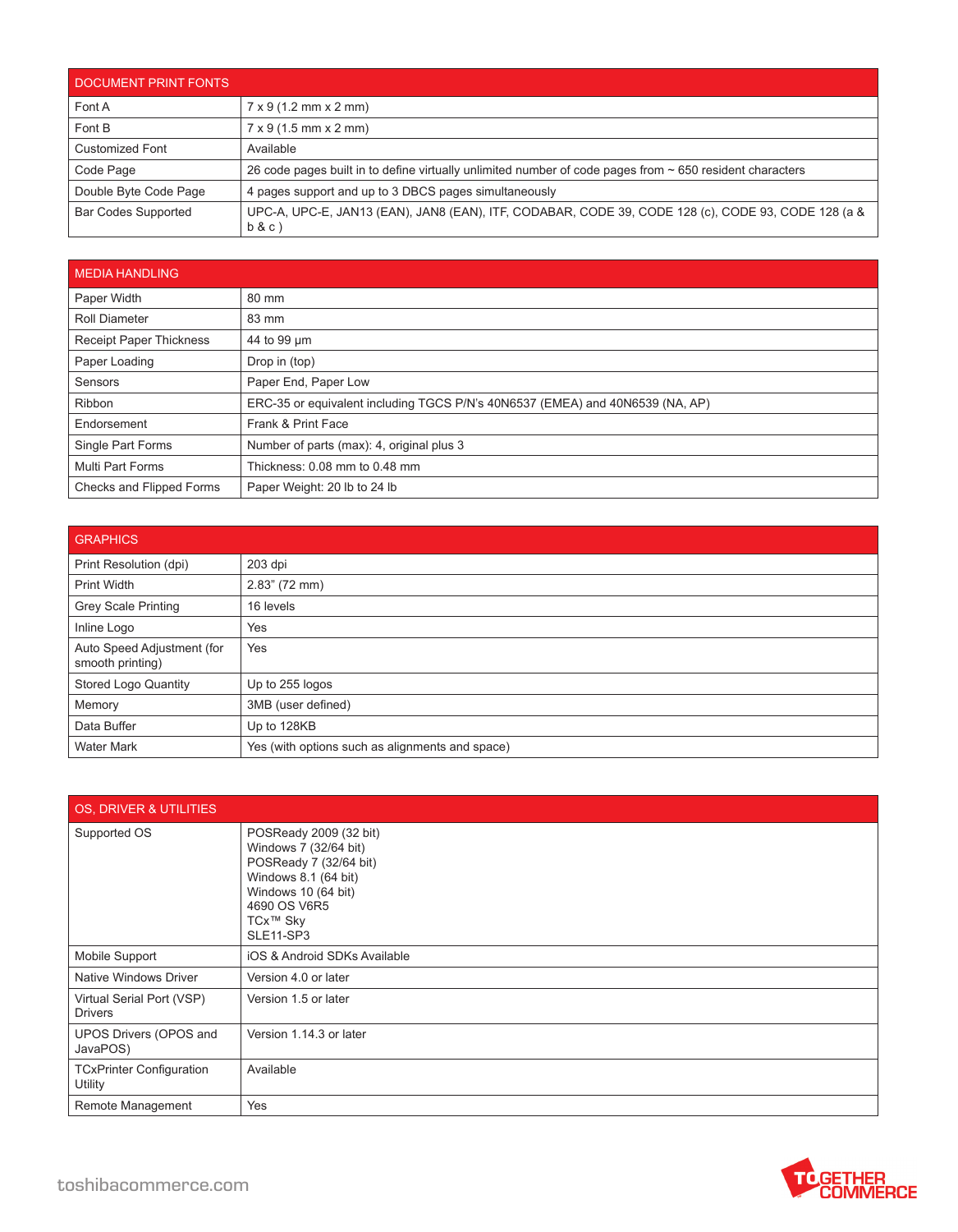| DOCUMENT PRINT FONTS | |
|---|---|
| Font A | 7 x 9 (1.2 mm x 2 mm) |
| Font B | 7 x 9 (1.5 mm x 2 mm) |
| Customized Font | Available |
| Code Page | 26 code pages built in to define virtually unlimited number of code pages from ~ 650 resident characters |
| Double Byte Code Page | 4 pages support and up to 3 DBCS pages simultaneously |
| Bar Codes Supported | UPC-A, UPC-E, JAN13 (EAN), JAN8 (EAN), ITF, CODABAR, CODE 39, CODE 128 (c), CODE 93, CODE 128 (a & b & c ) |

| MEDIA HANDLING | |
|---|---|
| Paper Width | 80 mm |
| Roll Diameter | 83 mm |
| Receipt Paper Thickness | 44 to 99 µm |
| Paper Loading | Drop in (top) |
| Sensors | Paper End, Paper Low |
| Ribbon | ERC-35 or equivalent including TGCS P/N's 40N6537 (EMEA) and 40N6539 (NA, AP) |
| Endorsement | Frank & Print Face |
| Single Part Forms | Number of parts (max): 4, original plus 3 |
| Multi Part Forms | Thickness: 0.08 mm to 0.48 mm |
| Checks and Flipped Forms | Paper Weight: 20 lb to 24 lb |

| GRAPHICS | |
|---|---|
| Print Resolution (dpi) | 203 dpi |
| Print Width | 2.83" (72 mm) |
| Grey Scale Printing | 16 levels |
| Inline Logo | Yes |
| Auto Speed Adjustment (for smooth printing) | Yes |
| Stored Logo Quantity | Up to 255 logos |
| Memory | 3MB (user defined) |
| Data Buffer | Up to 128KB |
| Water Mark | Yes (with options such as alignments and space) |

| OS, DRIVER & UTILITIES | |
|---|---|
| Supported OS | POSReady 2009 (32 bit)<br>Windows 7 (32/64 bit)<br>POSReady 7 (32/64 bit)<br>Windows 8.1 (64 bit)<br>Windows 10 (64 bit)<br>4690 OS V6R5<br>TCx™ Sky<br>SLE11-SP3 |
| Mobile Support | iOS & Android SDKs Available |
| Native Windows Driver | Version 4.0 or later |
| Virtual Serial Port (VSP) Drivers | Version 1.5 or later |
| UPOS Drivers (OPOS and JavaPOS) | Version 1.14.3 or later |
| TCxPrinter Configuration Utility | Available |
| Remote Management | Yes |

toshibacommerce.com

TOGETHER COMMERCE